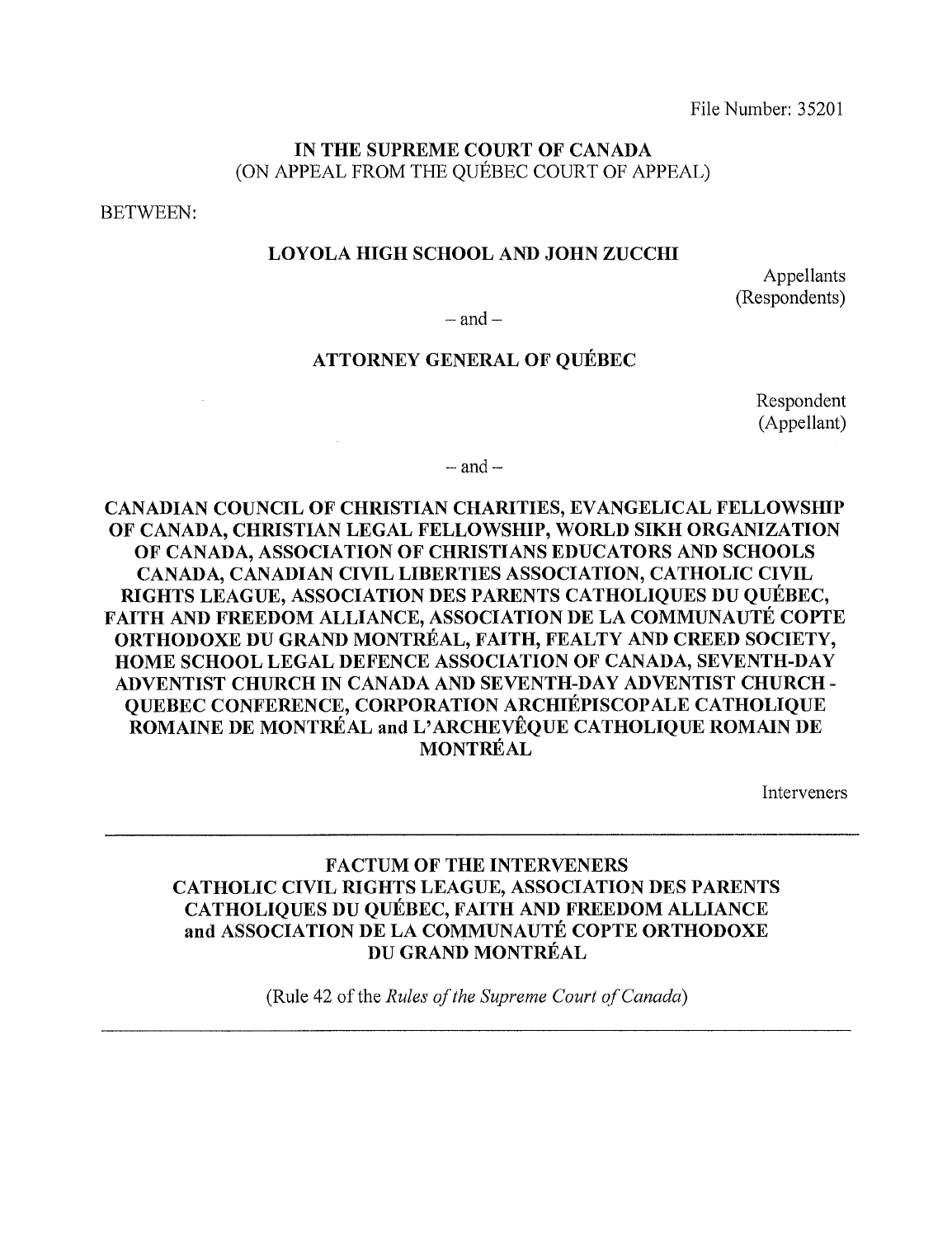File Number: 35201

**IN THE SUPREME COURT OF CANADA**
(ON APPEAL FROM THE QUÉBEC COURT OF APPEAL)

BETWEEN:

**LOYOLA HIGH SCHOOL AND JOHN ZUCCHI**

Appellants
(Respondents)

– and –

**ATTORNEY GENERAL OF QUÉBEC**

Respondent
(Appellant)

– and –

**CANADIAN COUNCIL OF CHRISTIAN CHARITIES, EVANGELICAL FELLOWSHIP OF CANADA, CHRISTIAN LEGAL FELLOWSHIP, WORLD SIKH ORGANIZATION OF CANADA, ASSOCIATION OF CHRISTIANS EDUCATORS AND SCHOOLS CANADA, CANADIAN CIVIL LIBERTIES ASSOCIATION, CATHOLIC CIVIL RIGHTS LEAGUE, ASSOCIATION DES PARENTS CATHOLIQUES DU QUÉBEC, FAITH AND FREEDOM ALLIANCE, ASSOCIATION DE LA COMMUNAUTÉ COPTE ORTHODOXE DU GRAND MONTRÉAL, FAITH, FEALTY AND CREED SOCIETY, HOME SCHOOL LEGAL DEFENCE ASSOCIATION OF CANADA, SEVENTH-DAY ADVENTIST CHURCH IN CANADA AND SEVENTH-DAY ADVENTIST CHURCH - QUEBEC CONFERENCE, CORPORATION ARCHIÉPISCOPALE CATHOLIQUE ROMAINE DE MONTRÉAL and L'ARCHEVÊQUE CATHOLIQUE ROMAIN DE MONTRÉAL**

Interveners

---

**FACTUM OF THE INTERVENERS
CATHOLIC CIVIL RIGHTS LEAGUE, ASSOCIATION DES PARENTS CATHOLIQUES DU QUÉBEC, FAITH AND FREEDOM ALLIANCE and ASSOCIATION DE LA COMMUNAUTÉ COPTE ORTHODOXE DU GRAND MONTRÉAL**

(Rule 42 of the *Rules of the Supreme Court of Canada*)

---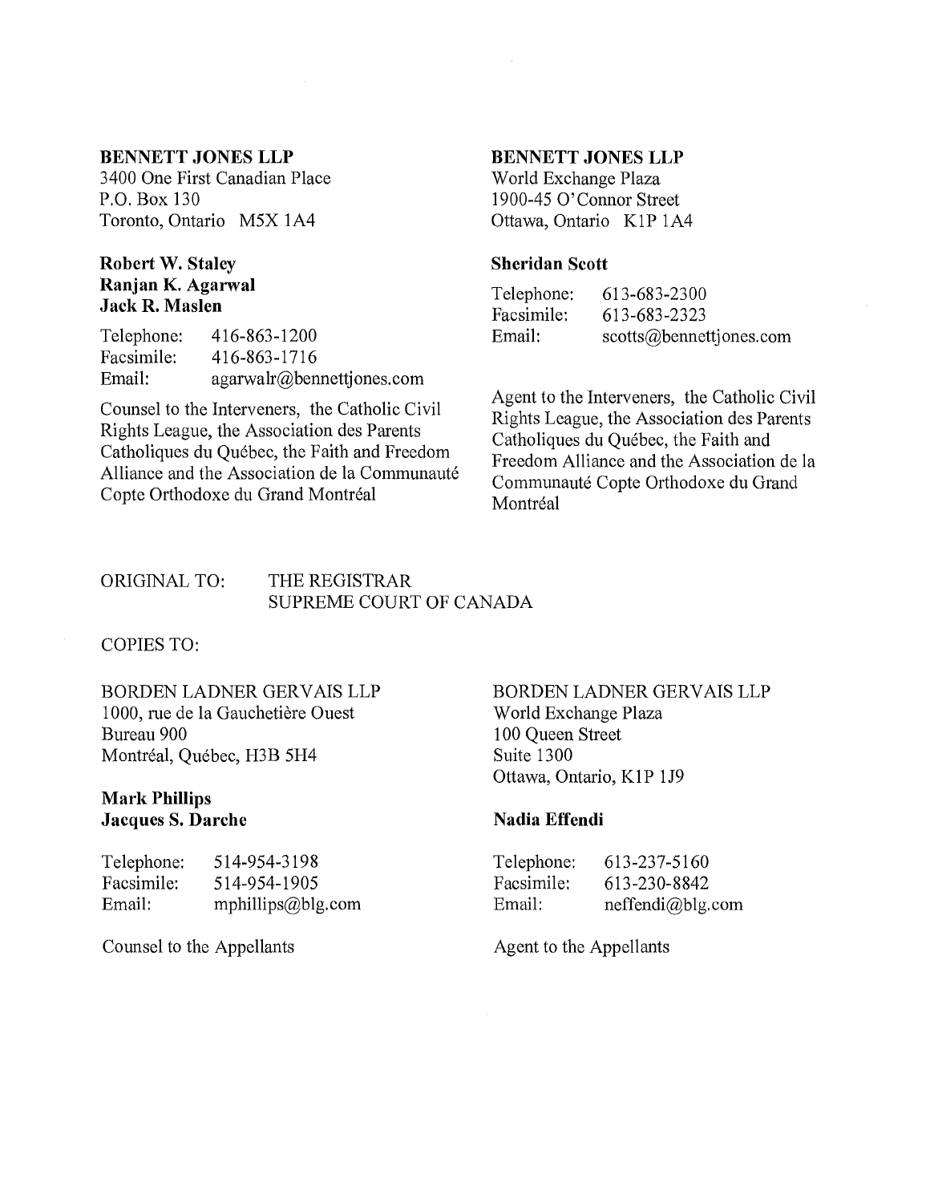**BENNETT JONES LLP**
3400 One First Canadian Place
P.O. Box 130
Toronto, Ontario M5X 1A4

**Robert W. Staley**
**Ranjan K. Agarwal**
**Jack R. Maslen**

Telephone: 416-863-1200
Facsimile: 416-863-1716
Email: agarwalr@bennettjones.com

Counsel to the Interveners, the Catholic Civil Rights League, the Association des Parents Catholiques du Québec, the Faith and Freedom Alliance and the Association de la Communauté Copte Orthodoxe du Grand Montréal

**BENNETT JONES LLP**
World Exchange Plaza
1900-45 O'Connor Street
Ottawa, Ontario K1P 1A4

**Sheridan Scott**

Telephone: 613-683-2300
Facsimile: 613-683-2323
Email: scotts@bennettjones.com

Agent to the Interveners, the Catholic Civil Rights League, the Association des Parents Catholiques du Québec, the Faith and Freedom Alliance and the Association de la Communauté Copte Orthodoxe du Grand Montréal

ORIGINAL TO: THE REGISTRAR
SUPREME COURT OF CANADA

COPIES TO:

BORDEN LADNER GERVAIS LLP
1000, rue de la Gauchetière Ouest
Bureau 900
Montréal, Québec, H3B 5H4

**Mark Phillips**
**Jacques S. Darche**

Telephone: 514-954-3198
Facsimile: 514-954-1905
Email: mphillips@blg.com

Counsel to the Appellants

BORDEN LADNER GERVAIS LLP
World Exchange Plaza
100 Queen Street
Suite 1300
Ottawa, Ontario, K1P 1J9

**Nadia Effendi**

Telephone: 613-237-5160
Facsimile: 613-230-8842
Email: neffendi@blg.com

Agent to the Appellants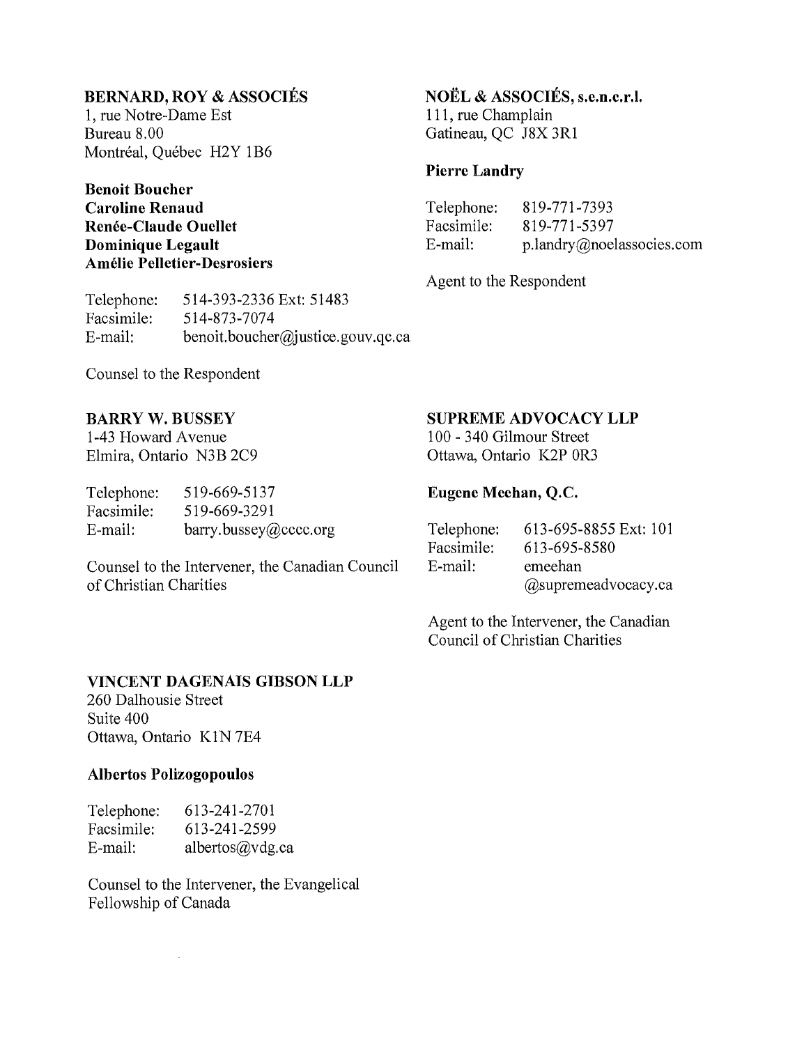**BERNARD, ROY & ASSOCIÉS**
1, rue Notre-Dame Est
Bureau 8.00
Montréal, Québec H2Y 1B6

**Benoit Boucher**
**Caroline Renaud**
**Renée-Claude Ouellet**
**Dominique Legault**
**Amélie Pelletier-Desrosiers**

Telephone: 514-393-2336 Ext: 51483
Facsimile: 514-873-7074
E-mail: benoit.boucher@justice.gouv.qc.ca

Counsel to the Respondent

**NOËL & ASSOCIÉS, s.e.n.c.r.l.**
111, rue Champlain
Gatineau, QC J8X 3R1

**Pierre Landry**

Telephone: 819-771-7393
Facsimile: 819-771-5397
E-mail: p.landry@noelassocies.com

Agent to the Respondent

**BARRY W. BUSSEY**
1-43 Howard Avenue
Elmira, Ontario N3B 2C9

Telephone: 519-669-5137
Facsimile: 519-669-3291
E-mail: barry.bussey@cccc.org

Counsel to the Intervener, the Canadian Council of Christian Charities

**SUPREME ADVOCACY LLP**
100 - 340 Gilmour Street
Ottawa, Ontario K2P 0R3

**Eugene Meehan, Q.C.**

Telephone: 613-695-8855 Ext: 101
Facsimile: 613-695-8580
E-mail: emeehan@supremeadvocacy.ca

Agent to the Intervener, the Canadian Council of Christian Charities

**VINCENT DAGENAIS GIBSON LLP**
260 Dalhousie Street
Suite 400
Ottawa, Ontario K1N 7E4

**Albertos Polizogopoulos**

Telephone: 613-241-2701
Facsimile: 613-241-2599
E-mail: albertos@vdg.ca

Counsel to the Intervener, the Evangelical Fellowship of Canada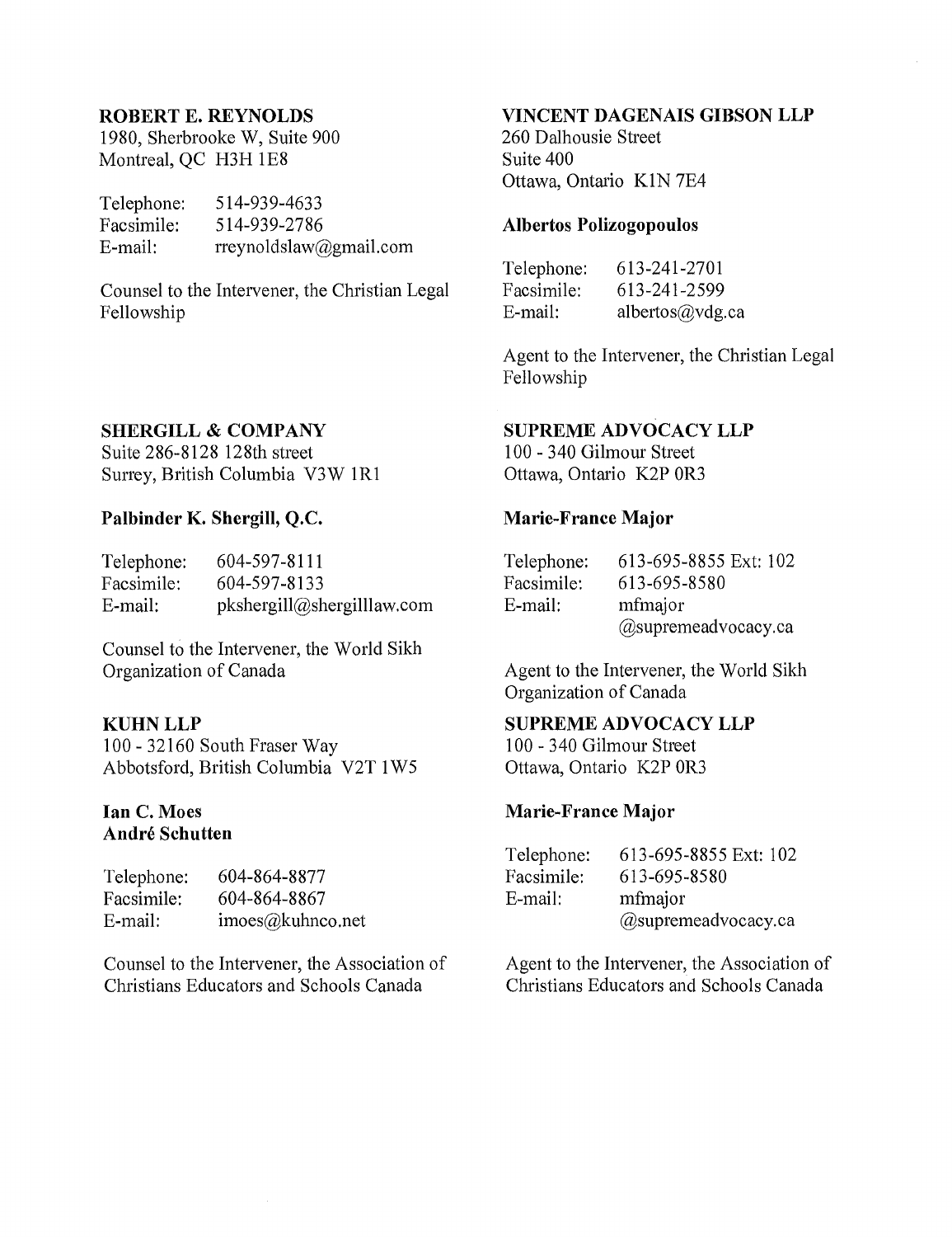**ROBERT E. REYNOLDS**
1980, Sherbrooke W, Suite 900
Montreal, QC H3H 1E8

Telephone: 514-939-4633
Facsimile: 514-939-2786
E-mail: rreynoldslaw@gmail.com

Counsel to the Intervener, the Christian Legal Fellowship

**VINCENT DAGENAIS GIBSON LLP**
260 Dalhousie Street
Suite 400
Ottawa, Ontario K1N 7E4

**Albertos Polizogopoulos**

Telephone: 613-241-2701
Facsimile: 613-241-2599
E-mail: albertos@vdg.ca

Agent to the Intervener, the Christian Legal Fellowship

**SHERGILL & COMPANY**
Suite 286-8128 128th street
Surrey, British Columbia V3W 1R1

**Palbinder K. Shergill, Q.C.**

Telephone: 604-597-8111
Facsimile: 604-597-8133
E-mail: pkshergill@shergilllaw.com

Counsel to the Intervener, the World Sikh Organization of Canada

**SUPREME ADVOCACY LLP**
100 - 340 Gilmour Street
Ottawa, Ontario K2P 0R3

**Marie-France Major**

Telephone: 613-695-8855 Ext: 102
Facsimile: 613-695-8580
E-mail: mfmajor@supremeadvocacy.ca

Agent to the Intervener, the World Sikh Organization of Canada

**KUHN LLP**
100 - 32160 South Fraser Way
Abbotsford, British Columbia V2T 1W5

**Ian C. Moes**
**André Schutten**

Telephone: 604-864-8877
Facsimile: 604-864-8867
E-mail: imoes@kuhnco.net

Counsel to the Intervener, the Association of Christians Educators and Schools Canada

**SUPREME ADVOCACY LLP**
100 - 340 Gilmour Street
Ottawa, Ontario K2P 0R3

**Marie-France Major**

Telephone: 613-695-8855 Ext: 102
Facsimile: 613-695-8580
E-mail: mfmajor@supremeadvocacy.ca

Agent to the Intervener, the Association of Christians Educators and Schools Canada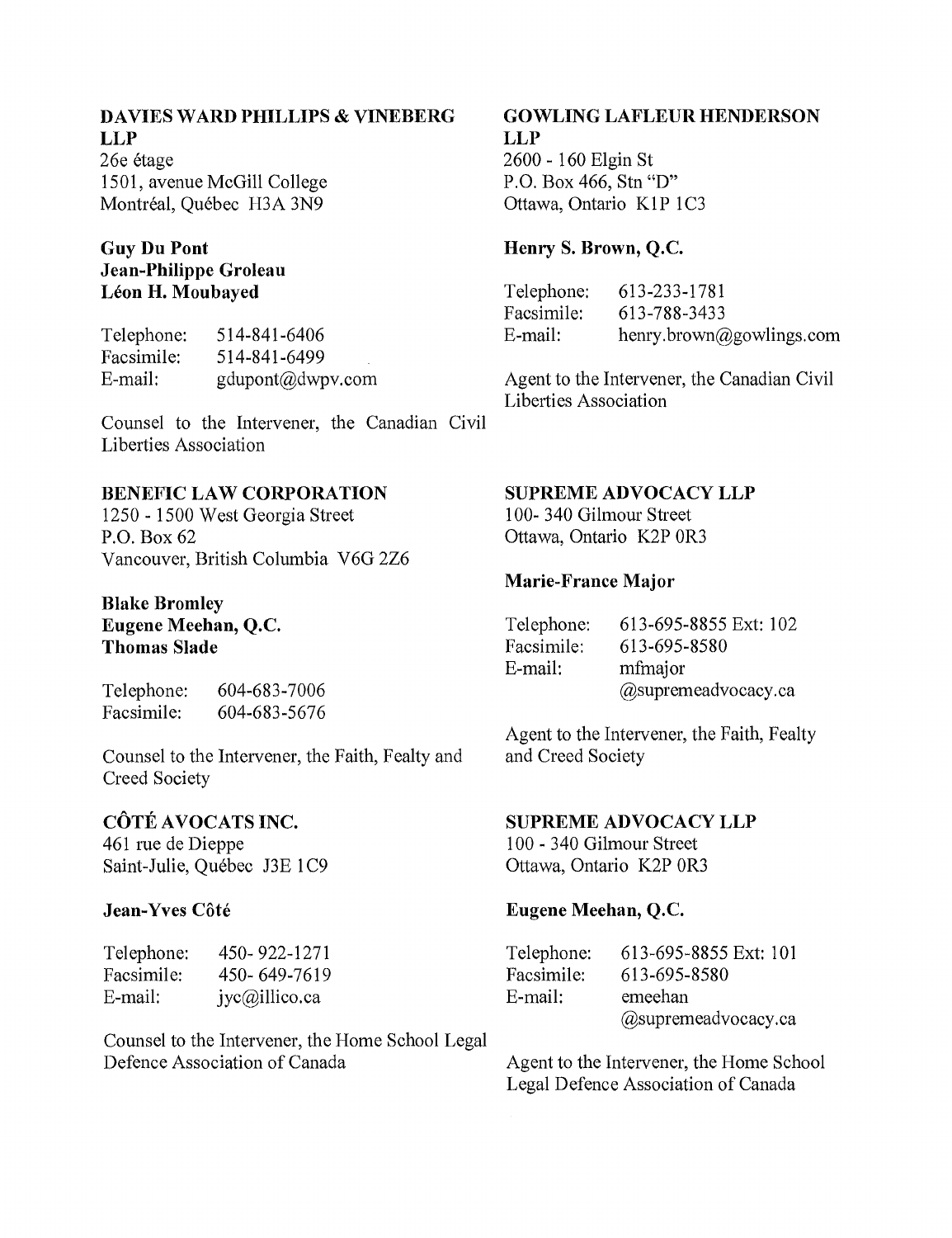**DAVIES WARD PHILLIPS & VINEBERG LLP**
26e étage
1501, avenue McGill College
Montréal, Québec H3A 3N9

**Guy Du Pont**
**Jean-Philippe Groleau**
**Léon H. Moubayed**

Telephone: 514-841-6406
Facsimile: 514-841-6499
E-mail: gdupont@dwpv.com

Counsel to the Intervener, the Canadian Civil Liberties Association

**GOWLING LAFLEUR HENDERSON LLP**
2600 - 160 Elgin St
P.O. Box 466, Stn "D"
Ottawa, Ontario K1P 1C3

**Henry S. Brown, Q.C.**

Telephone: 613-233-1781
Facsimile: 613-788-3433
E-mail: henry.brown@gowlings.com

Agent to the Intervener, the Canadian Civil Liberties Association

**BENEFIC LAW CORPORATION**
1250 - 1500 West Georgia Street
P.O. Box 62
Vancouver, British Columbia V6G 2Z6

**Blake Bromley**
**Eugene Meehan, Q.C.**
**Thomas Slade**

Telephone: 604-683-7006
Facsimile: 604-683-5676

Counsel to the Intervener, the Faith, Fealty and Creed Society

**SUPREME ADVOCACY LLP**
100- 340 Gilmour Street
Ottawa, Ontario K2P 0R3

**Marie-France Major**

Telephone: 613-695-8855 Ext: 102
Facsimile: 613-695-8580
E-mail: mfmajor@supremeadvocacy.ca

Agent to the Intervener, the Faith, Fealty and Creed Society

**CÔTÉ AVOCATS INC.**
461 rue de Dieppe
Saint-Julie, Québec J3E 1C9

**Jean-Yves Côté**

Telephone: 450- 922-1271
Facsimile: 450- 649-7619
E-mail: jyc@illico.ca

Counsel to the Intervener, the Home School Legal Defence Association of Canada

**SUPREME ADVOCACY LLP**
100 - 340 Gilmour Street
Ottawa, Ontario K2P 0R3

**Eugene Meehan, Q.C.**

Telephone: 613-695-8855 Ext: 101
Facsimile: 613-695-8580
E-mail: emeehan@supremeadvocacy.ca

Agent to the Intervener, the Home School Legal Defence Association of Canada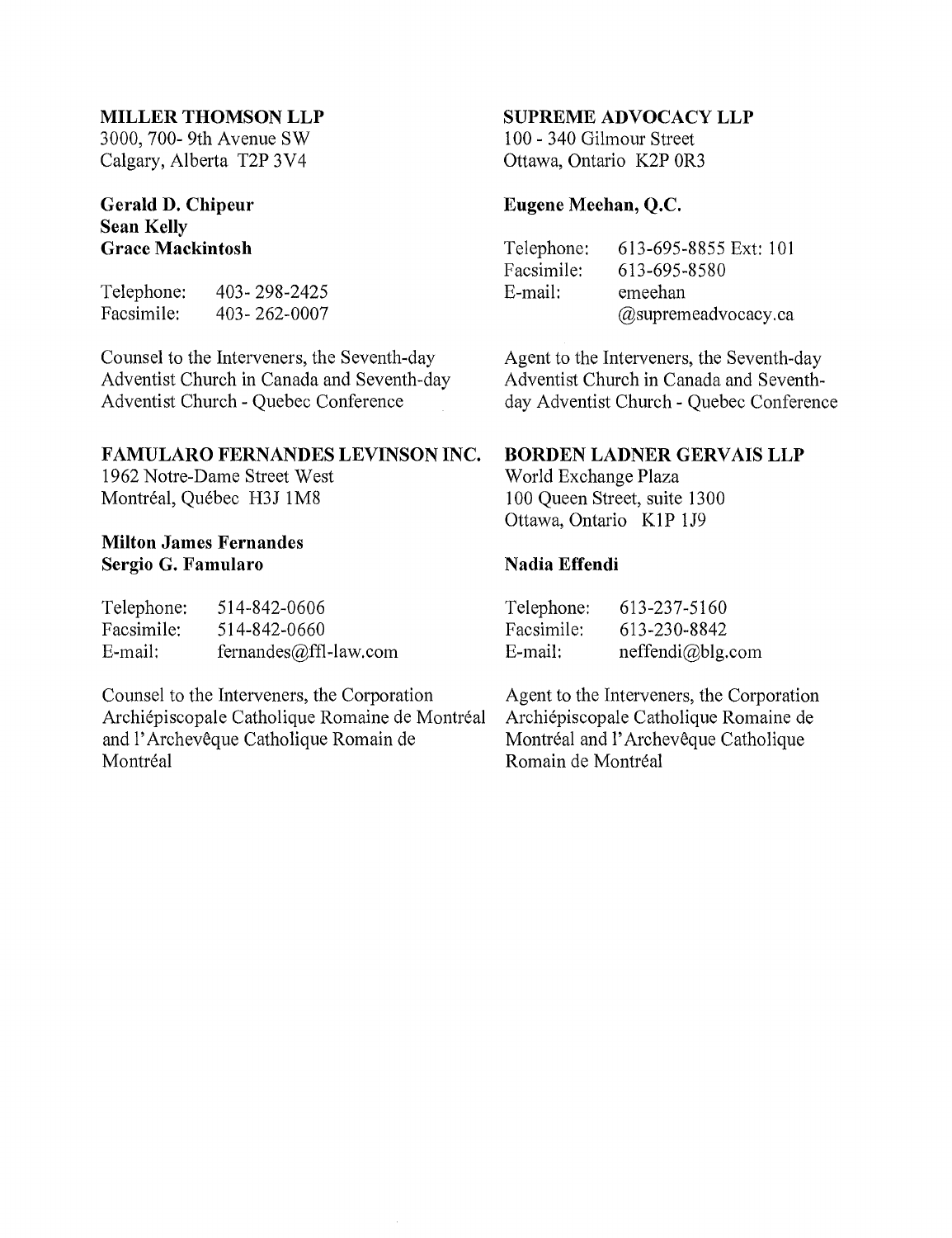**MILLER THOMSON LLP**
3000, 700- 9th Avenue SW
Calgary, Alberta T2P 3V4

**Gerald D. Chipeur**
**Sean Kelly**
**Grace Mackintosh**

Telephone: 403- 298-2425
Facsimile: 403- 262-0007

Counsel to the Interveners, the Seventh-day Adventist Church in Canada and Seventh-day Adventist Church - Quebec Conference

**SUPREME ADVOCACY LLP**
100 - 340 Gilmour Street
Ottawa, Ontario K2P 0R3

**Eugene Meehan, Q.C.**

Telephone: 613-695-8855 Ext: 101
Facsimile: 613-695-8580
E-mail: emeehan@supremeadvocacy.ca

Agent to the Interveners, the Seventh-day Adventist Church in Canada and Seventh-day Adventist Church - Quebec Conference

**FAMULARO FERNANDES LEVINSON INC.**
1962 Notre-Dame Street West
Montréal, Québec H3J 1M8

**Milton James Fernandes**
**Sergio G. Famularo**

Telephone: 514-842-0606
Facsimile: 514-842-0660
E-mail: fernandes@ffl-law.com

Counsel to the Interveners, the Corporation Archiépiscopale Catholique Romaine de Montréal and l'Archevêque Catholique Romain de Montréal

**BORDEN LADNER GERVAIS LLP**
World Exchange Plaza
100 Queen Street, suite 1300
Ottawa, Ontario K1P 1J9

**Nadia Effendi**

Telephone: 613-237-5160
Facsimile: 613-230-8842
E-mail: neffendi@blg.com

Agent to the Interveners, the Corporation Archiépiscopale Catholique Romaine de Montréal and l'Archevêque Catholique Romain de Montréal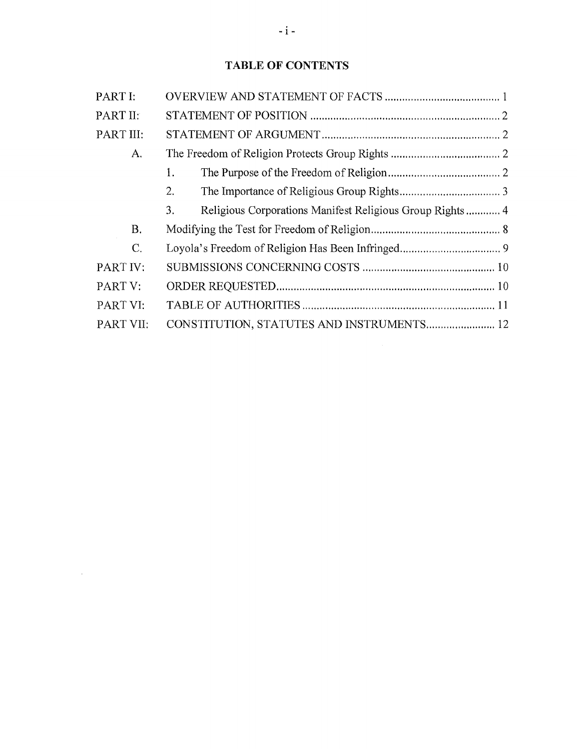# TABLE OF CONTENTS

| | | |
|---|---|---|
| PART I: | OVERVIEW AND STATEMENT OF FACTS | 1 |
| PART II: | STATEMENT OF POSITION | 2 |
| PART III: | STATEMENT OF ARGUMENT | 2 |
| A. | The Freedom of Religion Protects Group Rights | 2 |
| | 1. The Purpose of the Freedom of Religion | 2 |
| | 2. The Importance of Religious Group Rights | 3 |
| | 3. Religious Corporations Manifest Religious Group Rights | 4 |
| B. | Modifying the Test for Freedom of Religion | 8 |
| C. | Loyola's Freedom of Religion Has Been Infringed | 9 |
| PART IV: | SUBMISSIONS CONCERNING COSTS | 10 |
| PART V: | ORDER REQUESTED | 10 |
| PART VI: | TABLE OF AUTHORITIES | 11 |
| PART VII: | CONSTITUTION, STATUTES AND INSTRUMENTS | 12 |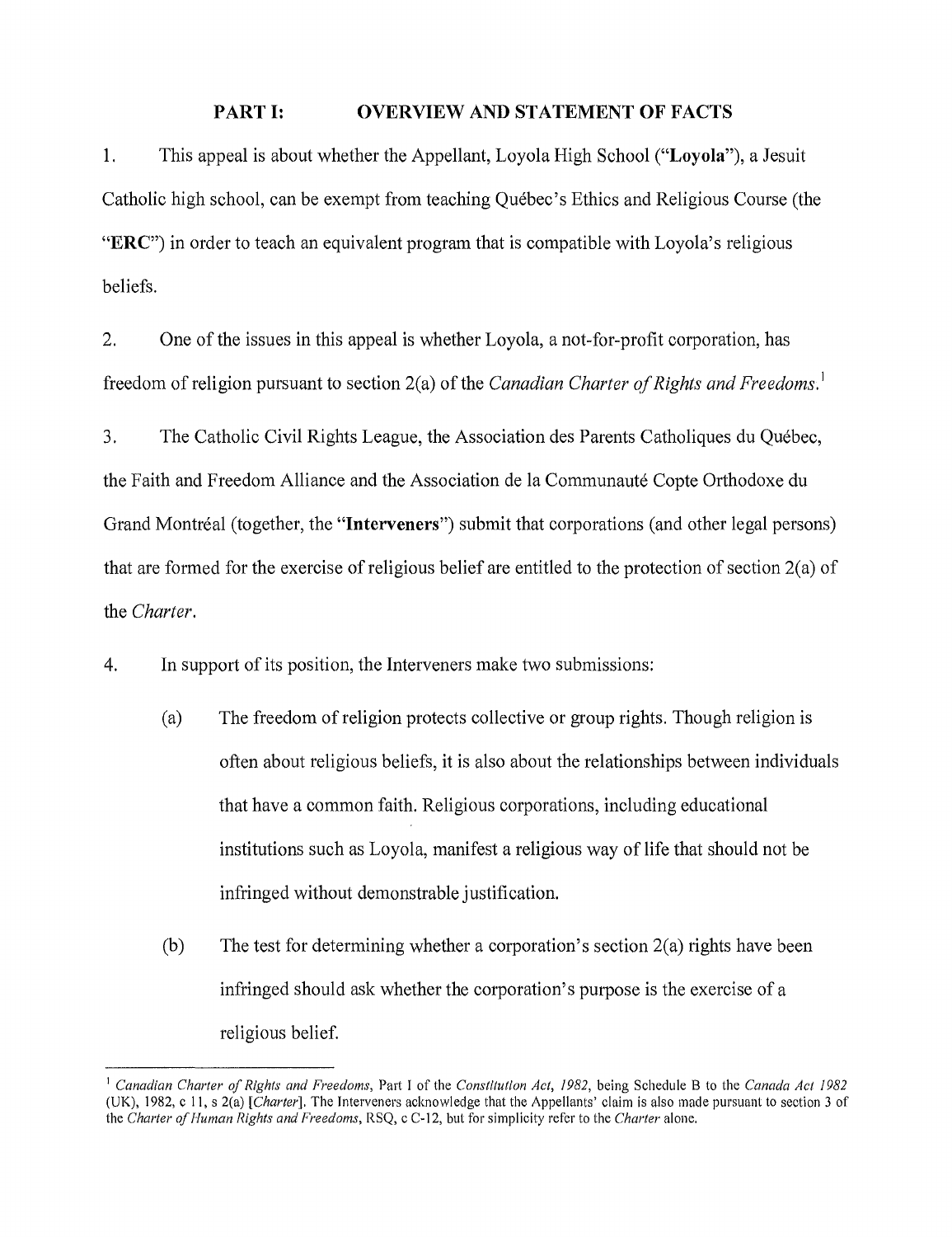## PART I: OVERVIEW AND STATEMENT OF FACTS

1. This appeal is about whether the Appellant, Loyola High School ("**Loyola**"), a Jesuit Catholic high school, can be exempt from teaching Québec's Ethics and Religious Course (the "**ERC**") in order to teach an equivalent program that is compatible with Loyola's religious beliefs.

2. One of the issues in this appeal is whether Loyola, a not-for-profit corporation, has freedom of religion pursuant to section 2(a) of the *Canadian Charter of Rights and Freedoms.*[1]

3. The Catholic Civil Rights League, the Association des Parents Catholiques du Québec, the Faith and Freedom Alliance and the Association de la Communauté Copte Orthodoxe du Grand Montréal (together, the "**Interveners**") submit that corporations (and other legal persons) that are formed for the exercise of religious belief are entitled to the protection of section 2(a) of the *Charter*.

4. In support of its position, the Interveners make two submissions:

   (a) The freedom of religion protects collective or group rights. Though religion is often about religious beliefs, it is also about the relationships between individuals that have a common faith. Religious corporations, including educational institutions such as Loyola, manifest a religious way of life that should not be infringed without demonstrable justification.

   (b) The test for determining whether a corporation's section 2(a) rights have been infringed should ask whether the corporation's purpose is the exercise of a religious belief.

---

[1] *Canadian Charter of Rights and Freedoms*, Part I of the *Constitution Act, 1982*, being Schedule B to the *Canada Act 1982* (UK), 1982, c 11, s 2(a) [*Charter*]. The Interveners acknowledge that the Appellants' claim is also made pursuant to section 3 of the *Charter of Human Rights and Freedoms*, RSQ, c C-12, but for simplicity refer to the *Charter* alone.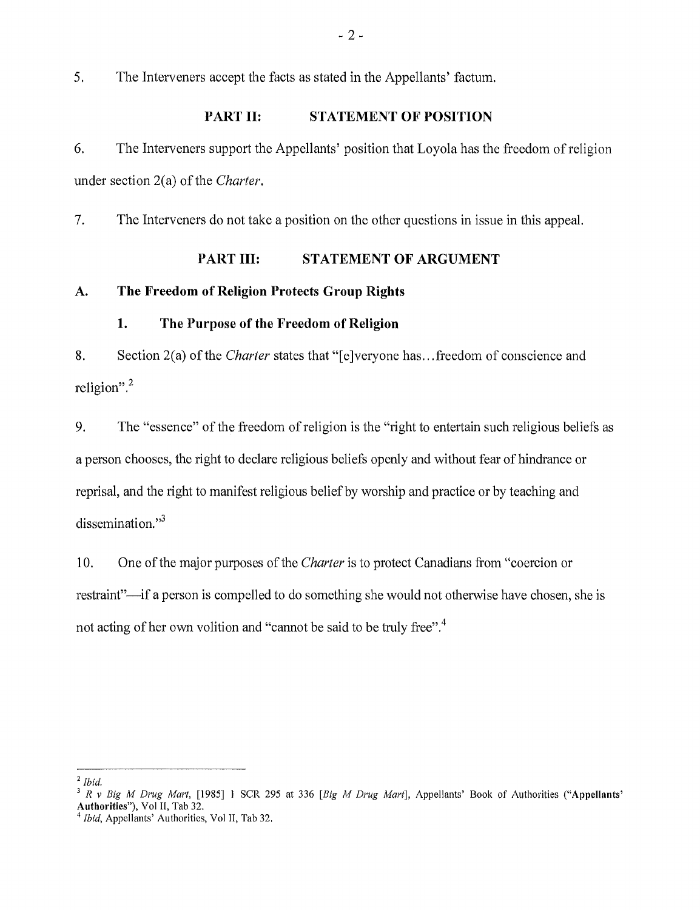5. The Interveners accept the facts as stated in the Appellants' factum.

## PART II: STATEMENT OF POSITION

6. The Interveners support the Appellants' position that Loyola has the freedom of religion under section 2(a) of the *Charter*.

7. The Interveners do not take a position on the other questions in issue in this appeal.

## PART III: STATEMENT OF ARGUMENT

### A. The Freedom of Religion Protects Group Rights

#### 1. The Purpose of the Freedom of Religion

8. Section 2(a) of the *Charter* states that "[e]veryone has…freedom of conscience and religion".[2]

9. The "essence" of the freedom of religion is the "right to entertain such religious beliefs as a person chooses, the right to declare religious beliefs openly and without fear of hindrance or reprisal, and the right to manifest religious belief by worship and practice or by teaching and dissemination."[3]

10. One of the major purposes of the *Charter* is to protect Canadians from "coercion or restraint"—if a person is compelled to do something she would not otherwise have chosen, she is not acting of her own volition and "cannot be said to be truly free".[4]

---

[2] *Ibid.*

[3] *R v Big M Drug Mart*, [1985] 1 SCR 295 at 336 [*Big M Drug Mart*], Appellants' Book of Authorities (**"Appellants' Authorities"**), Vol II, Tab 32.

[4] *Ibid*, Appellants' Authorities, Vol II, Tab 32.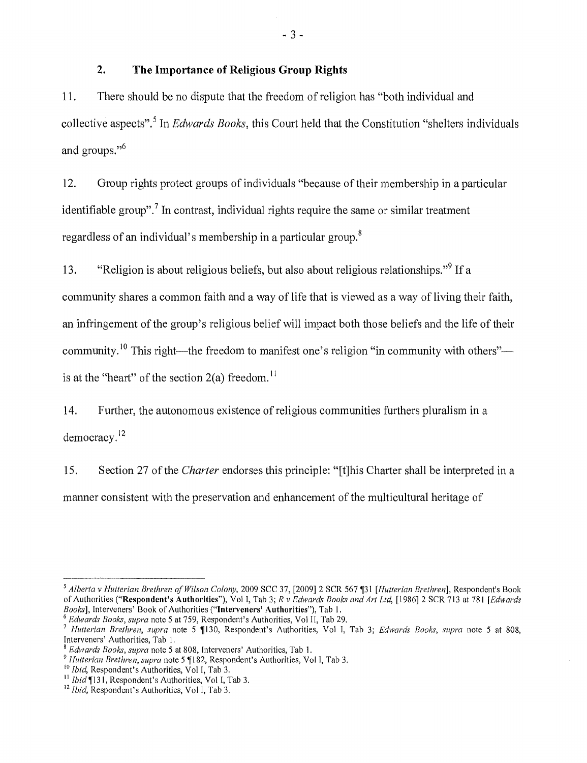## 2. The Importance of Religious Group Rights

11. There should be no dispute that the freedom of religion has "both individual and collective aspects".[5] In *Edwards Books*, this Court held that the Constitution "shelters individuals and groups."[6]

12. Group rights protect groups of individuals "because of their membership in a particular identifiable group".[7] In contrast, individual rights require the same or similar treatment regardless of an individual's membership in a particular group.[8]

13. "Religion is about religious beliefs, but also about religious relationships."[9] If a community shares a common faith and a way of life that is viewed as a way of living their faith, an infringement of the group's religious belief will impact both those beliefs and the life of their community.[10] This right—the freedom to manifest one's religion "in community with others"—is at the "heart" of the section 2(a) freedom.[11]

14. Further, the autonomous existence of religious communities furthers pluralism in a democracy.[12]

15. Section 27 of the *Charter* endorses this principle: "[t]his Charter shall be interpreted in a manner consistent with the preservation and enhancement of the multicultural heritage of

---

[5] *Alberta v Hutterian Brethren of Wilson Colony*, 2009 SCC 37, [2009] 2 SCR 567 ¶31 [*Hutterian Brethren*], Respondent's Book of Authorities (**"Respondent's Authorities"**), Vol I, Tab 3; *R v Edwards Books and Art Ltd*, [1986] 2 SCR 713 at 781 [*Edwards Books*], Interveners' Book of Authorities (**"Interveners' Authorities"**), Tab 1.

[6] *Edwards Books*, *supra* note 5 at 759, Respondent's Authorities, Vol II, Tab 29.

[7] *Hutterian Brethren*, *supra* note 5 ¶130, Respondent's Authorities, Vol I, Tab 3; *Edwards Books*, *supra* note 5 at 808, Interveners' Authorities, Tab 1.

[8] *Edwards Books*, *supra* note 5 at 808, Interveners' Authorities, Tab 1.

[9] *Hutterian Brethren*, *supra* note 5 ¶182, Respondent's Authorities, Vol I, Tab 3.

[10] *Ibid*, Respondent's Authorities, Vol I, Tab 3.

[11] *Ibid* ¶131, Respondent's Authorities, Vol I, Tab 3.

[12] *Ibid*, Respondent's Authorities, Vol I, Tab 3.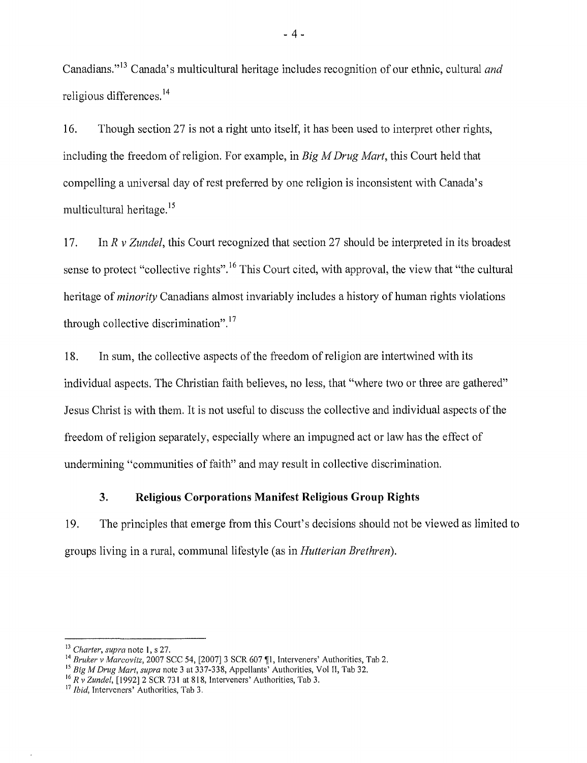Canadians."[13] Canada's multicultural heritage includes recognition of our ethnic, cultural *and* religious differences.[14]

16. Though section 27 is not a right unto itself, it has been used to interpret other rights, including the freedom of religion. For example, in *Big M Drug Mart*, this Court held that compelling a universal day of rest preferred by one religion is inconsistent with Canada's multicultural heritage.[15]

17. In *R v Zundel*, this Court recognized that section 27 should be interpreted in its broadest sense to protect "collective rights".[16] This Court cited, with approval, the view that "the cultural heritage of *minority* Canadians almost invariably includes a history of human rights violations through collective discrimination".[17]

18. In sum, the collective aspects of the freedom of religion are intertwined with its individual aspects. The Christian faith believes, no less, that "where two or three are gathered" Jesus Christ is with them. It is not useful to discuss the collective and individual aspects of the freedom of religion separately, especially where an impugned act or law has the effect of undermining "communities of faith" and may result in collective discrimination.

### 3. Religious Corporations Manifest Religious Group Rights

19. The principles that emerge from this Court's decisions should not be viewed as limited to groups living in a rural, communal lifestyle (as in *Hutterian Brethren*).

---

[13] *Charter*, *supra* note 1, s 27.

[14] *Bruker v Marcovitz*, 2007 SCC 54, [2007] 3 SCR 607 ¶1, Interveners' Authorities, Tab 2.

[15] *Big M Drug Mart*, *supra* note 3 at 337-338, Appellants' Authorities, Vol II, Tab 32.

[16] *R v Zundel*, [1992] 2 SCR 731 at 818, Interveners' Authorities, Tab 3.

[17] *Ibid*, Interveners' Authorities, Tab 3.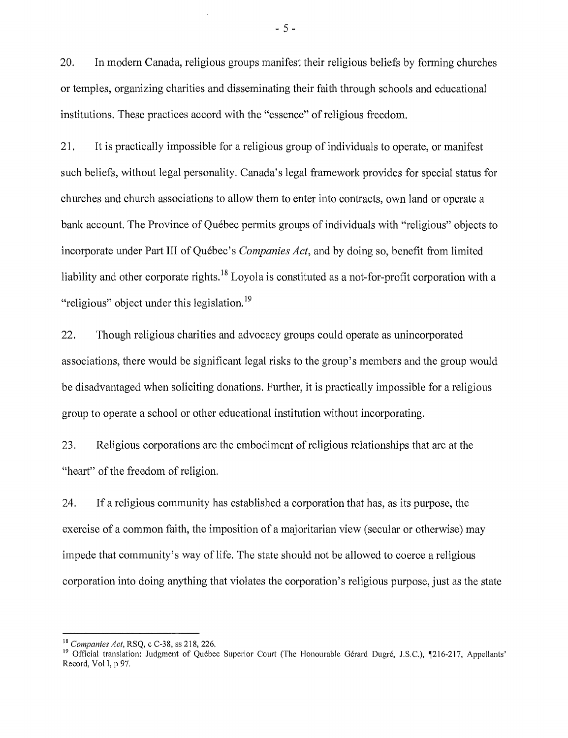20. In modern Canada, religious groups manifest their religious beliefs by forming churches or temples, organizing charities and disseminating their faith through schools and educational institutions. These practices accord with the "essence" of religious freedom.

21. It is practically impossible for a religious group of individuals to operate, or manifest such beliefs, without legal personality. Canada's legal framework provides for special status for churches and church associations to allow them to enter into contracts, own land or operate a bank account. The Province of Québec permits groups of individuals with "religious" objects to incorporate under Part III of Québec's *Companies Act*, and by doing so, benefit from limited liability and other corporate rights.[18] Loyola is constituted as a not-for-profit corporation with a "religious" object under this legislation.[19]

22. Though religious charities and advocacy groups could operate as unincorporated associations, there would be significant legal risks to the group's members and the group would be disadvantaged when soliciting donations. Further, it is practically impossible for a religious group to operate a school or other educational institution without incorporating.

23. Religious corporations are the embodiment of religious relationships that are at the "heart" of the freedom of religion.

24. If a religious community has established a corporation that has, as its purpose, the exercise of a common faith, the imposition of a majoritarian view (secular or otherwise) may impede that community's way of life. The state should not be allowed to coerce a religious corporation into doing anything that violates the corporation's religious purpose, just as the state

---

[18] *Companies Act*, RSQ, c C-38, ss 218, 226.

[19] Official translation: Judgment of Québec Superior Court (The Honourable Gérard Dugré, J.S.C.), ¶216-217, Appellants' Record, Vol I, p 97.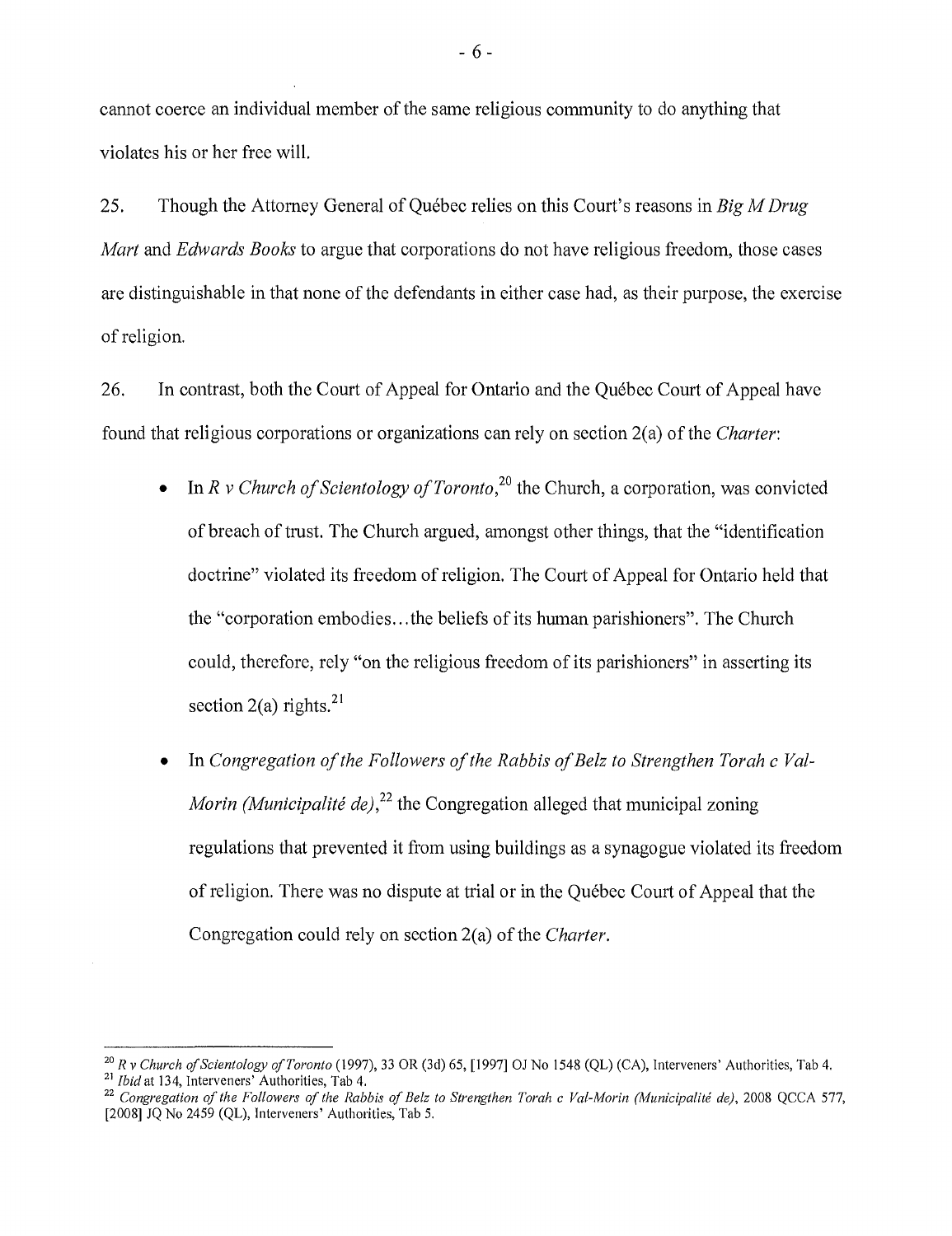cannot coerce an individual member of the same religious community to do anything that violates his or her free will.

25. Though the Attorney General of Québec relies on this Court's reasons in *Big M Drug Mart* and *Edwards Books* to argue that corporations do not have religious freedom, those cases are distinguishable in that none of the defendants in either case had, as their purpose, the exercise of religion.

26. In contrast, both the Court of Appeal for Ontario and the Québec Court of Appeal have found that religious corporations or organizations can rely on section 2(a) of the *Charter*:

- In *R v Church of Scientology of Toronto*,[20] the Church, a corporation, was convicted of breach of trust. The Church argued, amongst other things, that the "identification doctrine" violated its freedom of religion. The Court of Appeal for Ontario held that the "corporation embodies…the beliefs of its human parishioners". The Church could, therefore, rely "on the religious freedom of its parishioners" in asserting its section 2(a) rights.[21]

- In *Congregation of the Followers of the Rabbis of Belz to Strengthen Torah c Val-Morin (Municipalité de)*,[22] the Congregation alleged that municipal zoning regulations that prevented it from using buildings as a synagogue violated its freedom of religion. There was no dispute at trial or in the Québec Court of Appeal that the Congregation could rely on section 2(a) of the *Charter*.

---

[20] *R v Church of Scientology of Toronto* (1997), 33 OR (3d) 65, [1997] OJ No 1548 (QL) (CA), Interveners' Authorities, Tab 4.

[21] *Ibid* at 134, Interveners' Authorities, Tab 4.

[22] *Congregation of the Followers of the Rabbis of Belz to Strengthen Torah c Val-Morin (Municipalité de)*, 2008 QCCA 577, [2008] JQ No 2459 (QL), Interveners' Authorities, Tab 5.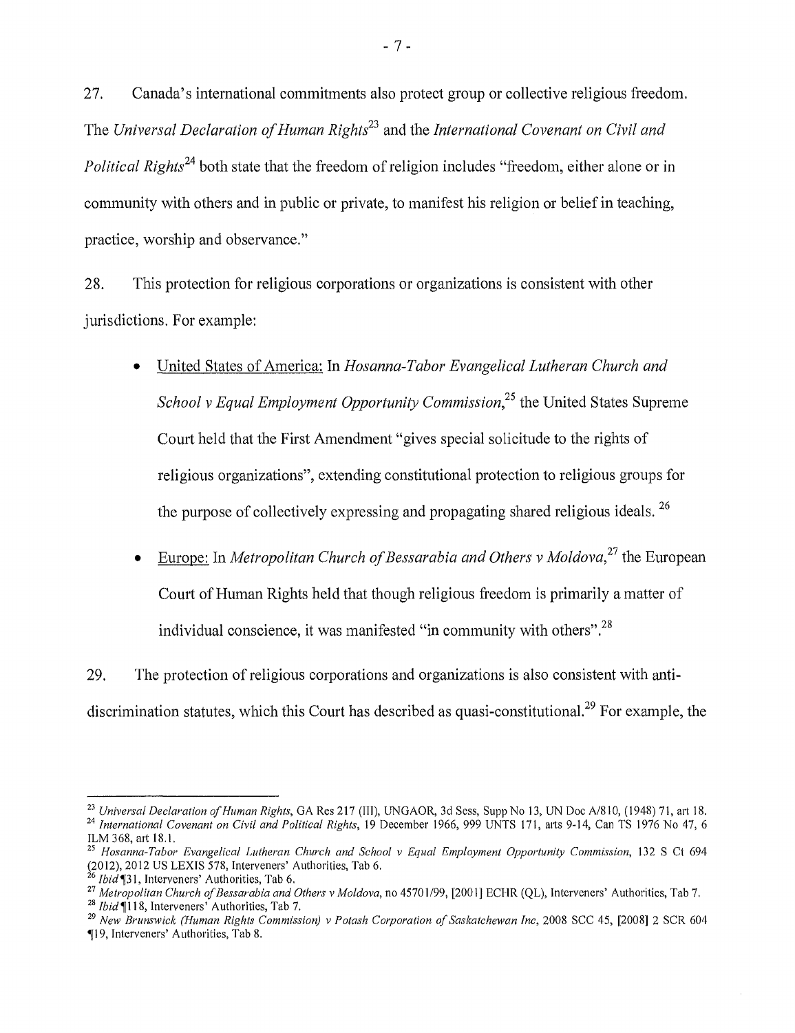27. Canada's international commitments also protect group or collective religious freedom. The *Universal Declaration of Human Rights*[23] and the *International Covenant on Civil and Political Rights*[24] both state that the freedom of religion includes "freedom, either alone or in community with others and in public or private, to manifest his religion or belief in teaching, practice, worship and observance."

28. This protection for religious corporations or organizations is consistent with other jurisdictions. For example:

- United States of America: In *Hosanna-Tabor Evangelical Lutheran Church and School v Equal Employment Opportunity Commission*,[25] the United States Supreme Court held that the First Amendment "gives special solicitude to the rights of religious organizations", extending constitutional protection to religious groups for the purpose of collectively expressing and propagating shared religious ideals.[26]

- Europe: In *Metropolitan Church of Bessarabia and Others v Moldova*,[27] the European Court of Human Rights held that though religious freedom is primarily a matter of individual conscience, it was manifested "in community with others".[28]

29. The protection of religious corporations and organizations is also consistent with anti-discrimination statutes, which this Court has described as quasi-constitutional.[29] For example, the

---

[23] *Universal Declaration of Human Rights*, GA Res 217 (III), UNGAOR, 3d Sess, Supp No 13, UN Doc A/810, (1948) 71, art 18.

[24] *International Covenant on Civil and Political Rights*, 19 December 1966, 999 UNTS 171, arts 9-14, Can TS 1976 No 47, 6 ILM 368, art 18.1.

[25] *Hosanna-Tabor Evangelical Lutheran Church and School v Equal Employment Opportunity Commission*, 132 S Ct 694 (2012), 2012 US LEXIS 578, Interveners' Authorities, Tab 6.

[26] *Ibid* ¶31, Interveners' Authorities, Tab 6.

[27] *Metropolitan Church of Bessarabia and Others v Moldova*, no 45701/99, [2001] ECHR (QL), Interveners' Authorities, Tab 7.

[28] *Ibid* ¶118, Interveners' Authorities, Tab 7.

[29] *New Brunswick (Human Rights Commission) v Potash Corporation of Saskatchewan Inc*, 2008 SCC 45, [2008] 2 SCR 604 ¶19, Interveners' Authorities, Tab 8.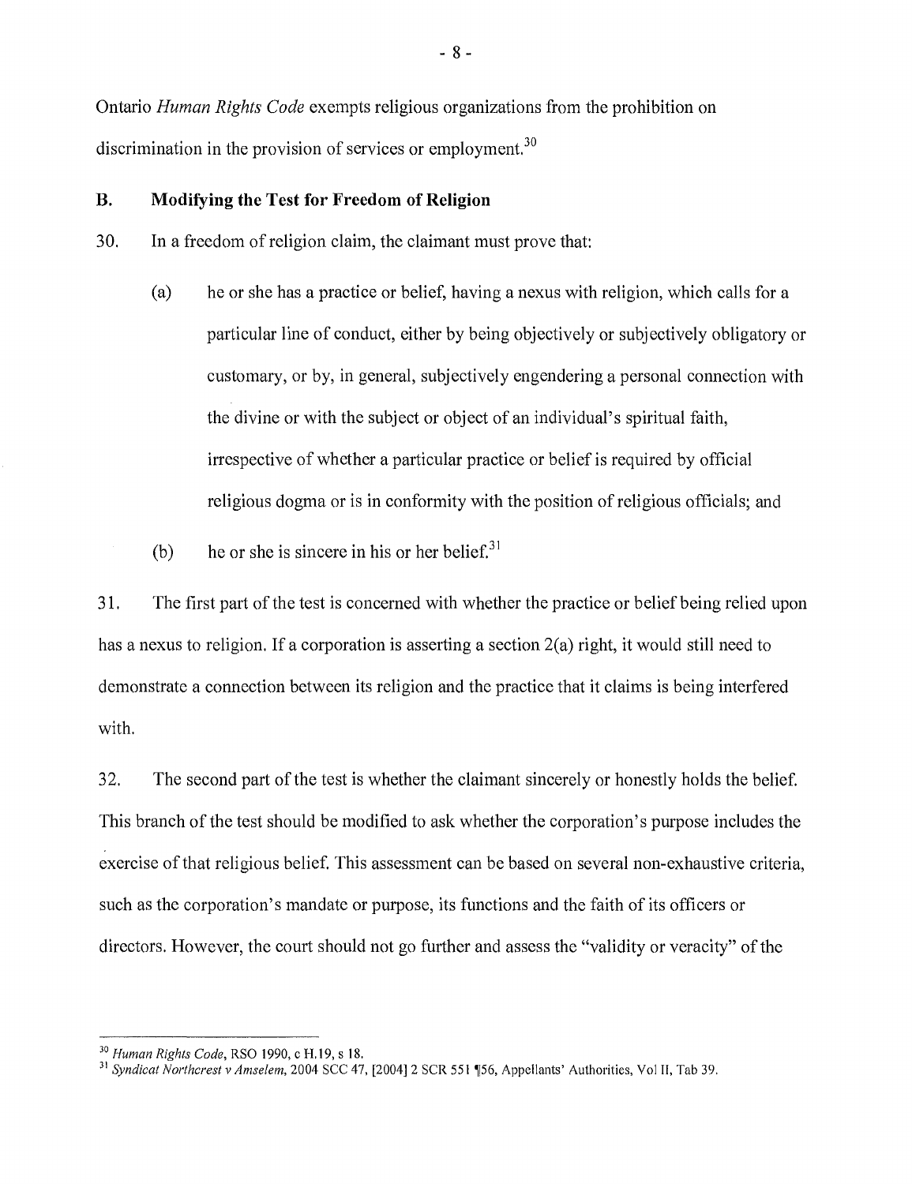Ontario *Human Rights Code* exempts religious organizations from the prohibition on discrimination in the provision of services or employment.[30]

## B. Modifying the Test for Freedom of Religion

30. In a freedom of religion claim, the claimant must prove that:

    (a) he or she has a practice or belief, having a nexus with religion, which calls for a particular line of conduct, either by being objectively or subjectively obligatory or customary, or by, in general, subjectively engendering a personal connection with the divine or with the subject or object of an individual's spiritual faith, irrespective of whether a particular practice or belief is required by official religious dogma or is in conformity with the position of religious officials; and

    (b) he or she is sincere in his or her belief.[31]

31. The first part of the test is concerned with whether the practice or belief being relied upon has a nexus to religion. If a corporation is asserting a section 2(a) right, it would still need to demonstrate a connection between its religion and the practice that it claims is being interfered with.

32. The second part of the test is whether the claimant sincerely or honestly holds the belief. This branch of the test should be modified to ask whether the corporation's purpose includes the exercise of that religious belief. This assessment can be based on several non-exhaustive criteria, such as the corporation's mandate or purpose, its functions and the faith of its officers or directors. However, the court should not go further and assess the "validity or veracity" of the

---

[30] *Human Rights Code*, RSO 1990, c H.19, s 18.

[31] *Syndicat Northcrest v Amselem*, 2004 SCC 47, [2004] 2 SCR 551 ¶56, Appellants' Authorities, Vol II, Tab 39.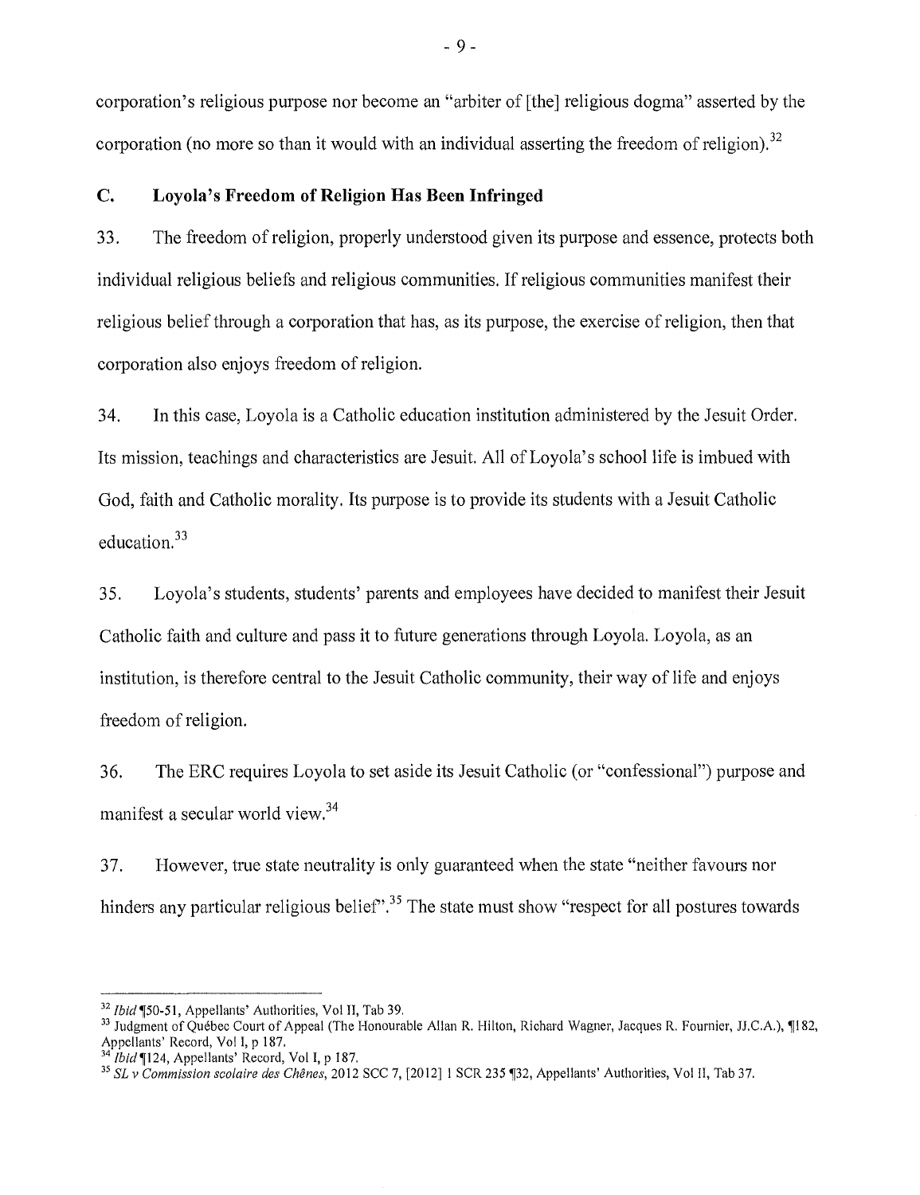corporation's religious purpose nor become an "arbiter of [the] religious dogma" asserted by the corporation (no more so than it would with an individual asserting the freedom of religion).[32]

### C. Loyola's Freedom of Religion Has Been Infringed

33. The freedom of religion, properly understood given its purpose and essence, protects both individual religious beliefs and religious communities. If religious communities manifest their religious belief through a corporation that has, as its purpose, the exercise of religion, then that corporation also enjoys freedom of religion.

34. In this case, Loyola is a Catholic education institution administered by the Jesuit Order. Its mission, teachings and characteristics are Jesuit. All of Loyola's school life is imbued with God, faith and Catholic morality. Its purpose is to provide its students with a Jesuit Catholic education.[33]

35. Loyola's students, students' parents and employees have decided to manifest their Jesuit Catholic faith and culture and pass it to future generations through Loyola. Loyola, as an institution, is therefore central to the Jesuit Catholic community, their way of life and enjoys freedom of religion.

36. The ERC requires Loyola to set aside its Jesuit Catholic (or "confessional") purpose and manifest a secular world view.[34]

37. However, true state neutrality is only guaranteed when the state "neither favours nor hinders any particular religious belief".[35] The state must show "respect for all postures towards

---

[32] *Ibid* ¶50-51, Appellants' Authorities, Vol II, Tab 39.

[33] Judgment of Québec Court of Appeal (The Honourable Allan R. Hilton, Richard Wagner, Jacques R. Fournier, JJ.C.A.), ¶182, Appellants' Record, Vol I, p 187.

[34] *Ibid* ¶124, Appellants' Record, Vol I, p 187.

[35] *SL v Commission scolaire des Chênes*, 2012 SCC 7, [2012] 1 SCR 235 ¶32, Appellants' Authorities, Vol II, Tab 37.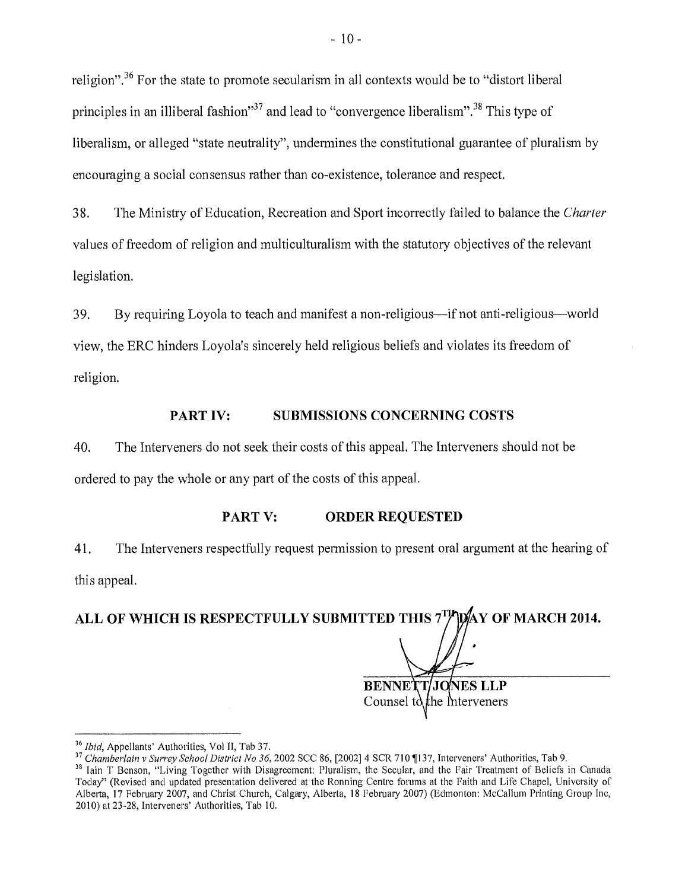religion".[36] For the state to promote secularism in all contexts would be to "distort liberal principles in an illiberal fashion"[37] and lead to "convergence liberalism".[38] This type of liberalism, or alleged "state neutrality", undermines the constitutional guarantee of pluralism by encouraging a social consensus rather than co-existence, tolerance and respect.

38. The Ministry of Education, Recreation and Sport incorrectly failed to balance the *Charter* values of freedom of religion and multiculturalism with the statutory objectives of the relevant legislation.

39. By requiring Loyola to teach and manifest a non-religious—if not anti-religious—world view, the ERC hinders Loyola's sincerely held religious beliefs and violates its freedom of religion.

## PART IV: SUBMISSIONS CONCERNING COSTS

40. The Interveners do not seek their costs of this appeal. The Interveners should not be ordered to pay the whole or any part of the costs of this appeal.

## PART V: ORDER REQUESTED

41. The Interveners respectfully request permission to present oral argument at the hearing of this appeal.

**ALL OF WHICH IS RESPECTFULLY SUBMITTED THIS 7TH DAY OF MARCH 2014.**

**BENNETT JONES LLP**
Counsel to the Interveners

---

[36] *Ibid*, Appellants' Authorities, Vol II, Tab 37.

[37] *Chamberlain v Surrey School District No 36*, 2002 SCC 86, [2002] 4 SCR 710 ¶137, Interveners' Authorities, Tab 9.

[38] Iain T Benson, "Living Together with Disagreement: Pluralism, the Secular, and the Fair Treatment of Beliefs in Canada Today" (Revised and updated presentation delivered at the Ronning Centre forums at the Faith and Life Chapel, University of Alberta, 17 February 2007, and Christ Church, Calgary, Alberta, 18 February 2007) (Edmonton: McCallum Printing Group Inc, 2010) at 23-28, Interveners' Authorities, Tab 10.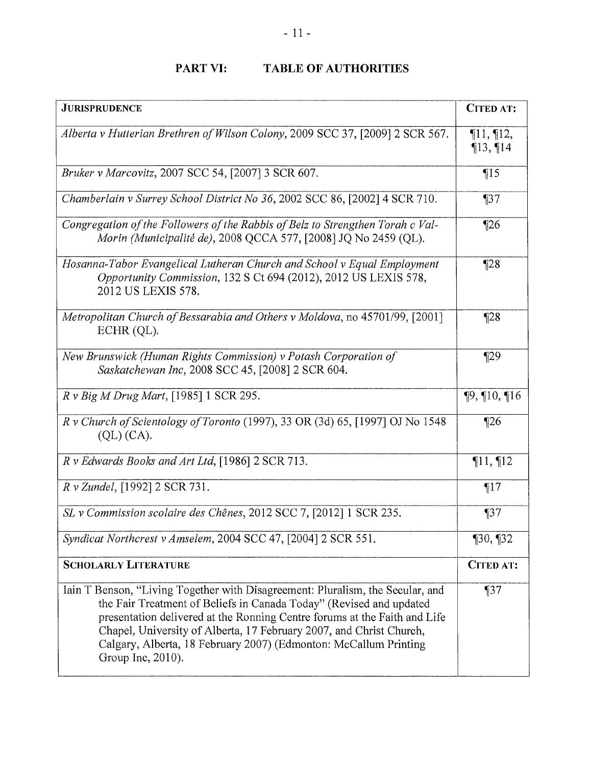## PART VI: TABLE OF AUTHORITIES

| **JURISPRUDENCE** | **CITED AT:** |
| --- | --- |
| *Alberta v Hutterian Brethren of Wilson Colony*, 2009 SCC 37, [2009] 2 SCR 567. | ¶11, ¶12, ¶13, ¶14 |
| *Bruker v Marcovitz*, 2007 SCC 54, [2007] 3 SCR 607. | ¶15 |
| *Chamberlain v Surrey School District No 36*, 2002 SCC 86, [2002] 4 SCR 710. | ¶37 |
| *Congregation of the Followers of the Rabbis of Belz to Strengthen Torah c Val-Morin (Municipalité de)*, 2008 QCCA 577, [2008] JQ No 2459 (QL). | ¶26 |
| *Hosanna-Tabor Evangelical Lutheran Church and School v Equal Employment Opportunity Commission*, 132 S Ct 694 (2012), 2012 US LEXIS 578, 2012 US LEXIS 578. | ¶28 |
| *Metropolitan Church of Bessarabia and Others v Moldova*, no 45701/99, [2001] ECHR (QL). | ¶28 |
| *New Brunswick (Human Rights Commission) v Potash Corporation of Saskatchewan Inc*, 2008 SCC 45, [2008] 2 SCR 604. | ¶29 |
| *R v Big M Drug Mart*, [1985] 1 SCR 295. | ¶9, ¶10, ¶16 |
| *R v Church of Scientology of Toronto* (1997), 33 OR (3d) 65, [1997] OJ No 1548 (QL) (CA). | ¶26 |
| *R v Edwards Books and Art Ltd*, [1986] 2 SCR 713. | ¶11, ¶12 |
| *R v Zundel*, [1992] 2 SCR 731. | ¶17 |
| *SL v Commission scolaire des Chênes*, 2012 SCC 7, [2012] 1 SCR 235. | ¶37 |
| *Syndicat Northcrest v Amselem*, 2004 SCC 47, [2004] 2 SCR 551. | ¶30, ¶32 |
| **SCHOLARLY LITERATURE** | **CITED AT:** |
| Iain T Benson, "Living Together with Disagreement: Pluralism, the Secular, and the Fair Treatment of Beliefs in Canada Today" (Revised and updated presentation delivered at the Ronning Centre forums at the Faith and Life Chapel, University of Alberta, 17 February 2007, and Christ Church, Calgary, Alberta, 18 February 2007) (Edmonton: McCallum Printing Group Inc, 2010). | ¶37 |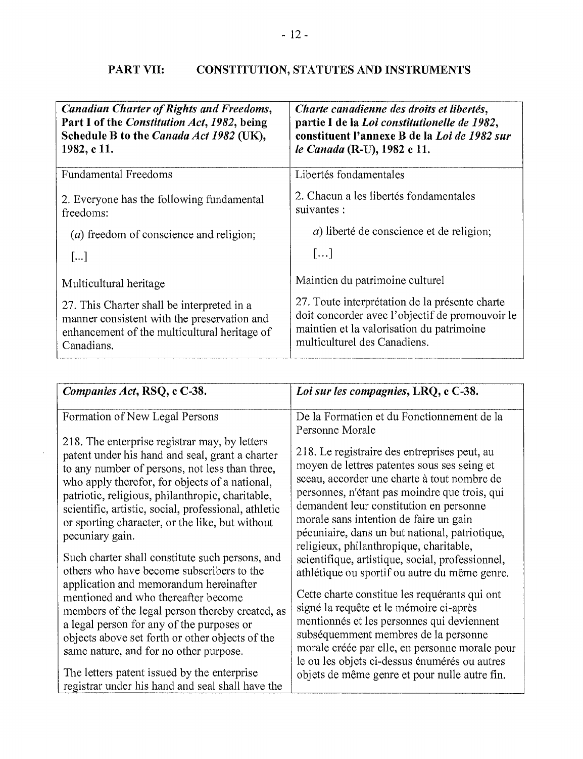## PART VII: CONSTITUTION, STATUTES AND INSTRUMENTS

| ***Canadian Charter of Rights and Freedoms*, Part I of the *Constitution Act, 1982*, being Schedule B to the *Canada Act 1982* (UK), 1982, c 11.** | ***Charte canadienne des droits et libertés*, partie I de la *Loi constitutionelle de 1982*, constituent l'annexe B de la *Loi de 1982 sur le Canada* (R-U), 1982 c 11.** |
|---|---|
| Fundamental Freedoms<br><br>2. Everyone has the following fundamental freedoms:<br><br>(*a*) freedom of conscience and religion;<br><br>[...]<br><br>Multicultural heritage<br><br>27. This Charter shall be interpreted in a manner consistent with the preservation and enhancement of the multicultural heritage of Canadians. | Libertés fondamentales<br><br>2. Chacun a les libertés fondamentales suivantes :<br><br>*a*) liberté de conscience et de religion;<br><br>[…]<br><br>Maintien du patrimoine culturel<br><br>27. Toute interprétation de la présente charte doit concorder avec l'objectif de promouvoir le maintien et la valorisation du patrimoine multiculturel des Canadiens. |

| ***Companies Act*, RSQ, c C-38.** | ***Loi sur les compagnies*, LRQ, c C-38.** |
|---|---|
| Formation of New Legal Persons<br><br>218. The enterprise registrar may, by letters patent under his hand and seal, grant a charter to any number of persons, not less than three, who apply therefor, for objects of a national, patriotic, religious, philanthropic, charitable, scientific, artistic, social, professional, athletic or sporting character, or the like, but without pecuniary gain.<br><br>Such charter shall constitute such persons, and others who have become subscribers to the application and memorandum hereinafter mentioned and who thereafter become members of the legal person thereby created, as a legal person for any of the purposes or objects above set forth or other objects of the same nature, and for no other purpose.<br><br>The letters patent issued by the enterprise registrar under his hand and seal shall have the | De la Formation et du Fonctionnement de la Personne Morale<br><br>218. Le registraire des entreprises peut, au moyen de lettres patentes sous ses seing et sceau, accorder une charte à tout nombre de personnes, n'étant pas moindre que trois, qui demandent leur constitution en personne morale sans intention de faire un gain pécuniaire, dans un but national, patriotique, religieux, philanthropique, charitable, scientifique, artistique, social, professionnel, athlétique ou sportif ou autre du même genre.<br><br>Cette charte constitue les requérants qui ont signé la requête et le mémoire ci-après mentionnés et les personnes qui deviennent subséquemment membres de la personne morale créée par elle, en personne morale pour le ou les objets ci-dessus énumérés ou autres objets de même genre et pour nulle autre fin. |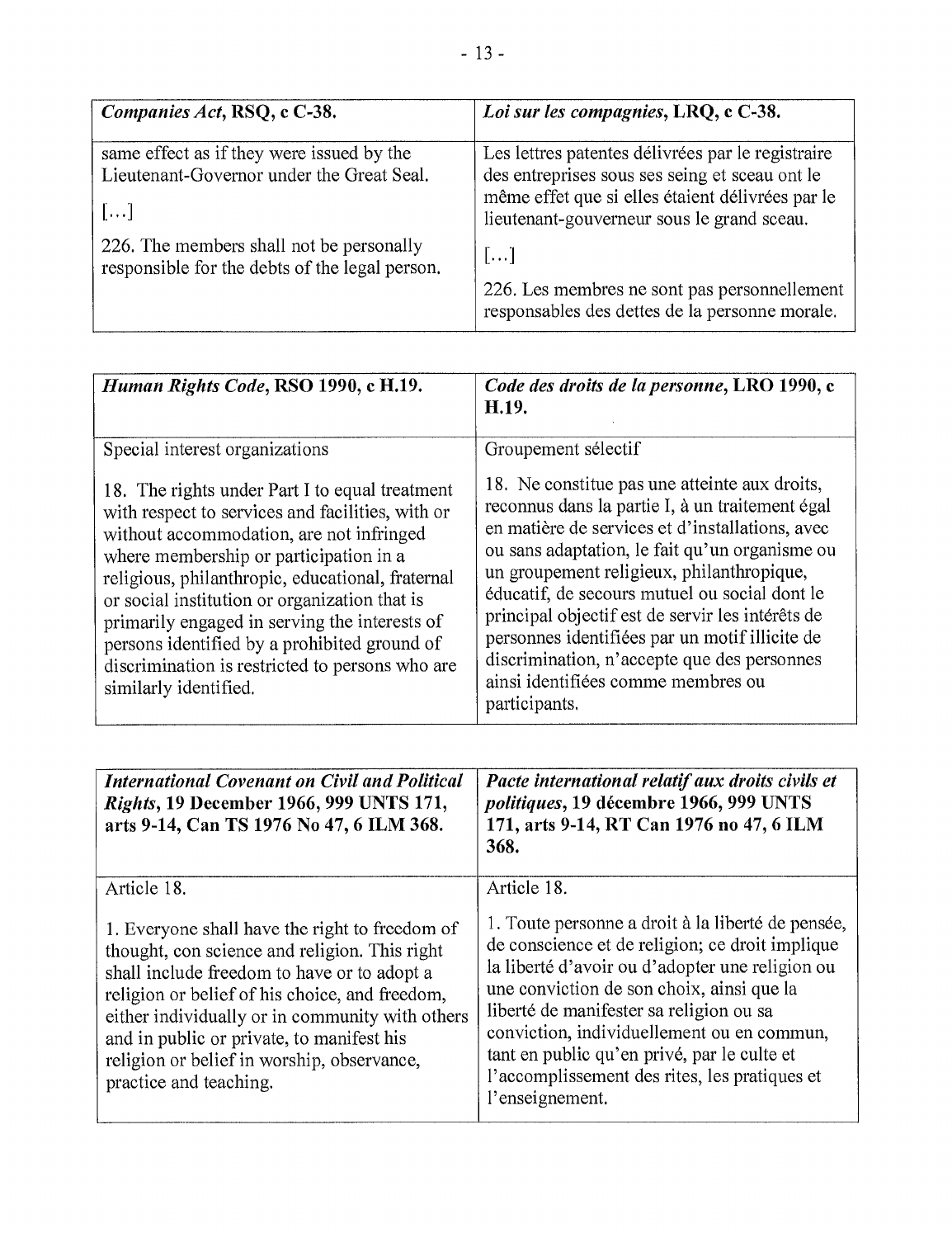| *Companies Act*, RSQ, c C-38. | *Loi sur les compagnies*, LRQ, c C-38. |
| --- | --- |
| same effect as if they were issued by the Lieutenant-Governor under the Great Seal.<br><br>[…]<br><br>226. The members shall not be personally responsible for the debts of the legal person. | Les lettres patentes délivrées par le registraire des entreprises sous ses seing et sceau ont le même effet que si elles étaient délivrées par le lieutenant-gouverneur sous le grand sceau.<br><br>[…]<br><br>226. Les membres ne sont pas personnellement responsables des dettes de la personne morale. |

| *Human Rights Code*, RSO 1990, c H.19. | *Code des droits de la personne*, LRO 1990, c H.19. |
| --- | --- |
| Special interest organizations<br><br>18. The rights under Part I to equal treatment with respect to services and facilities, with or without accommodation, are not infringed where membership or participation in a religious, philanthropic, educational, fraternal or social institution or organization that is primarily engaged in serving the interests of persons identified by a prohibited ground of discrimination is restricted to persons who are similarly identified. | Groupement sélectif<br><br>18. Ne constitue pas une atteinte aux droits, reconnus dans la partie I, à un traitement égal en matière de services et d'installations, avec ou sans adaptation, le fait qu'un organisme ou un groupement religieux, philanthropique, éducatif, de secours mutuel ou social dont le principal objectif est de servir les intérêts de personnes identifiées par un motif illicite de discrimination, n'accepte que des personnes ainsi identifiées comme membres ou participants. |

| *International Covenant on Civil and Political Rights*, 19 December 1966, 999 UNTS 171, arts 9-14, Can TS 1976 No 47, 6 ILM 368. | *Pacte international relatif aux droits civils et politiques*, 19 décembre 1966, 999 UNTS 171, arts 9-14, RT Can 1976 no 47, 6 ILM 368. |
| --- | --- |
| Article 18.<br><br>1. Everyone shall have the right to freedom of thought, con science and religion. This right shall include freedom to have or to adopt a religion or belief of his choice, and freedom, either individually or in community with others and in public or private, to manifest his religion or belief in worship, observance, practice and teaching. | Article 18.<br><br>1. Toute personne a droit à la liberté de pensée, de conscience et de religion; ce droit implique la liberté d'avoir ou d'adopter une religion ou une conviction de son choix, ainsi que la liberté de manifester sa religion ou sa conviction, individuellement ou en commun, tant en public qu'en privé, par le culte et l'accomplissement des rites, les pratiques et l'enseignement. |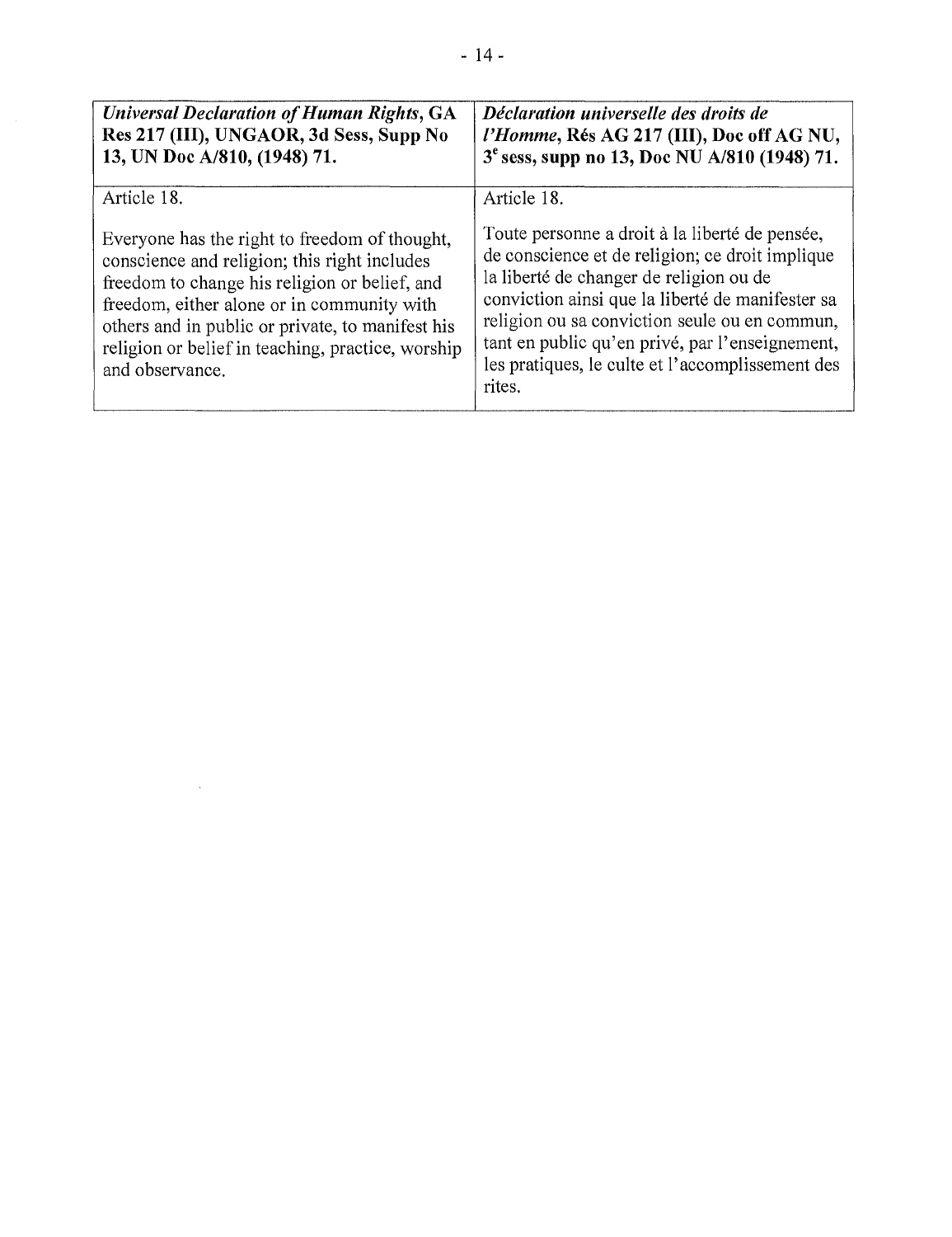| ***Universal Declaration of Human Rights*, GA Res 217 (III), UNGAOR, 3d Sess, Supp No 13, UN Doc A/810, (1948) 71.** | ***Déclaration universelle des droits de l'Homme*, Rés AG 217 (III), Doc off AG NU, 3e sess, supp no 13, Doc NU A/810 (1948) 71.** |
|---|---|
| Article 18.<br><br>Everyone has the right to freedom of thought, conscience and religion; this right includes freedom to change his religion or belief, and freedom, either alone or in community with others and in public or private, to manifest his religion or belief in teaching, practice, worship and observance. | Article 18.<br><br>Toute personne a droit à la liberté de pensée, de conscience et de religion; ce droit implique la liberté de changer de religion ou de conviction ainsi que la liberté de manifester sa religion ou sa conviction seule ou en commun, tant en public qu'en privé, par l'enseignement, les pratiques, le culte et l'accomplissement des rites. |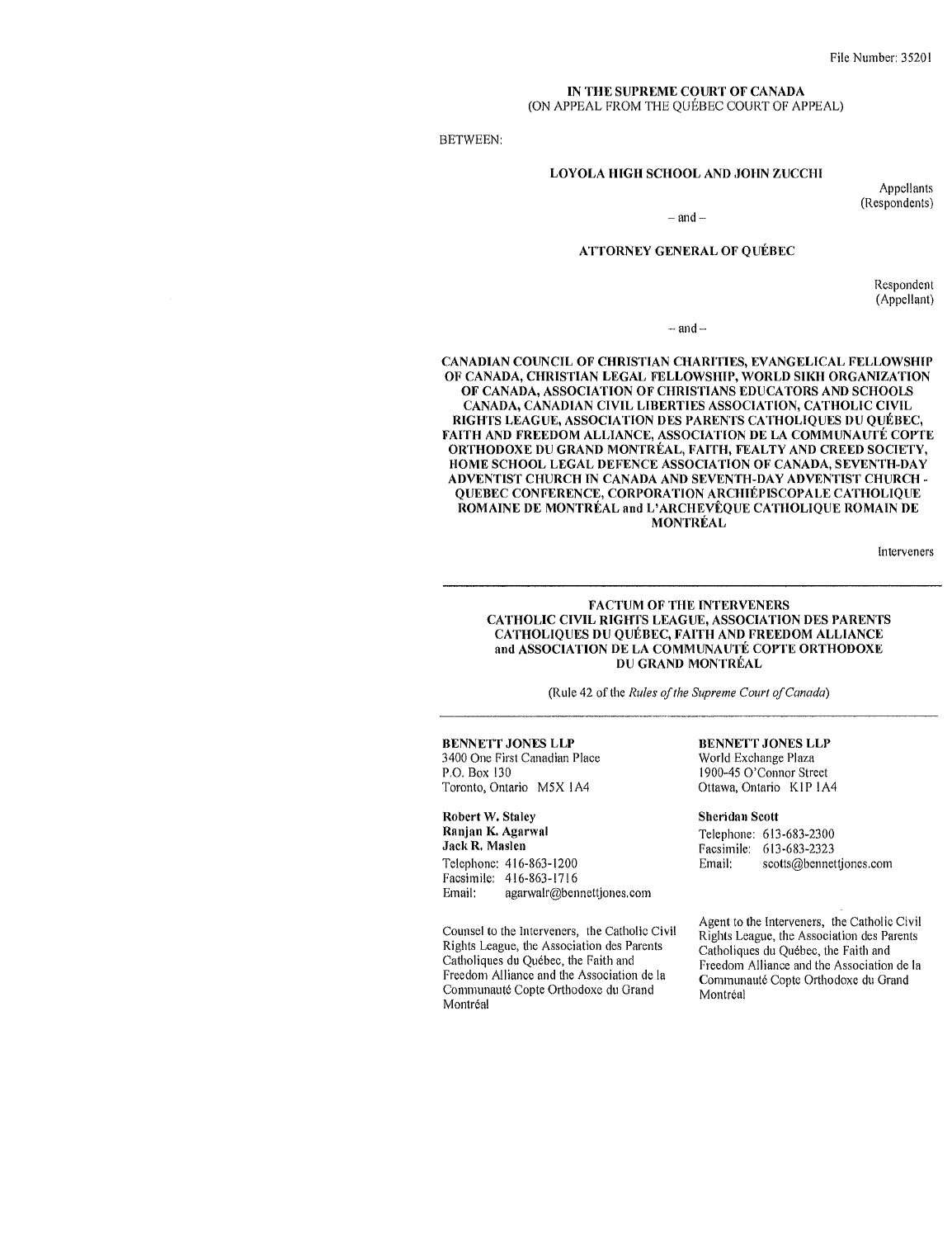File Number: 35201

**IN THE SUPREME COURT OF CANADA**
(ON APPEAL FROM THE QUÉBEC COURT OF APPEAL)

BETWEEN:

**LOYOLA HIGH SCHOOL AND JOHN ZUCCHI**

Appellants
(Respondents)

– and –

**ATTORNEY GENERAL OF QUÉBEC**

Respondent
(Appellant)

– and –

**CANADIAN COUNCIL OF CHRISTIAN CHARITIES, EVANGELICAL FELLOWSHIP OF CANADA, CHRISTIAN LEGAL FELLOWSHIP, WORLD SIKH ORGANIZATION OF CANADA, ASSOCIATION OF CHRISTIANS EDUCATORS AND SCHOOLS CANADA, CANADIAN CIVIL LIBERTIES ASSOCIATION, CATHOLIC CIVIL RIGHTS LEAGUE, ASSOCIATION DES PARENTS CATHOLIQUES DU QUÉBEC, FAITH AND FREEDOM ALLIANCE, ASSOCIATION DE LA COMMUNAUTÉ COPTE ORTHODOXE DU GRAND MONTRÉAL, FAITH, FEALTY AND CREED SOCIETY, HOME SCHOOL LEGAL DEFENCE ASSOCIATION OF CANADA, SEVENTH-DAY ADVENTIST CHURCH IN CANADA AND SEVENTH-DAY ADVENTIST CHURCH - QUEBEC CONFERENCE, CORPORATION ARCHIÉPISCOPALE CATHOLIQUE ROMAINE DE MONTRÉAL and L'ARCHEVÊQUE CATHOLIQUE ROMAIN DE MONTRÉAL**

Interveners

---

**FACTUM OF THE INTERVENERS CATHOLIC CIVIL RIGHTS LEAGUE, ASSOCIATION DES PARENTS CATHOLIQUES DU QUÉBEC, FAITH AND FREEDOM ALLIANCE and ASSOCIATION DE LA COMMUNAUTÉ COPTE ORTHODOXE DU GRAND MONTRÉAL**

(Rule 42 of the *Rules of the Supreme Court of Canada*)

---

**BENNETT JONES LLP**
3400 One First Canadian Place
P.O. Box 130
Toronto, Ontario M5X 1A4

**Robert W. Staley**
**Ranjan K. Agarwal**
**Jack R. Maslen**
Telephone: 416-863-1200
Facsimile: 416-863-1716
Email: agarwalr@bennettjones.com

Counsel to the Interveners, the Catholic Civil Rights League, the Association des Parents Catholiques du Québec, the Faith and Freedom Alliance and the Association de la Communauté Copte Orthodoxe du Grand Montréal

**BENNETT JONES LLP**
World Exchange Plaza
1900-45 O'Connor Street
Ottawa, Ontario K1P 1A4

**Sheridan Scott**
Telephone: 613-683-2300
Facsimile: 613-683-2323
Email: scotts@bennettjones.com

Agent to the Interveners, the Catholic Civil Rights League, the Association des Parents Catholiques du Québec, the Faith and Freedom Alliance and the Association de la Communauté Copte Orthodoxe du Grand Montréal